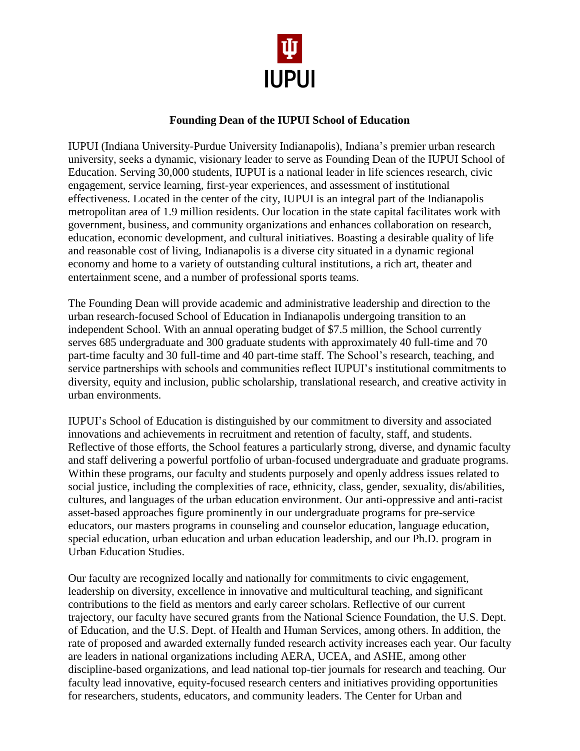IUPUI

# Founding Dean of the IUPUI School of Education

IUPUI (Indiana University-Purdue University Indianapolis), Indiana's premier urban research university, seeks a dynamic, visionary leader to serve as Founding Dean of the IUPUI School of Education. Serving 30,000 students, IUPUI is a national leader in life sciences research, civic engagement, service learning, first-year experiences, and assessment of institutional effectiveness. Located in the center of the city, IUPUI is an integral part of the Indianapolis metropolitan area of 1.9 million residents. Our location in the state capital facilitates work with government, business, and community organizations and enhances collaboration on research, education, economic development, and cultural initiatives. Boasting a desirable quality of life and reasonable cost of living, Indianapolis is a diverse city situated in a dynamic regional economy and home to a variety of outstanding cultural institutions, a rich art, theater and entertainment scene, and a number of professional sports teams.

The Founding Dean will provide academic and administrative leadership and direction to the urban research-focused School of Education in Indianapolis undergoing transition to an independent School. With an annual operating budget of $7.5 million, the School currently serves 685 undergraduate and 300 graduate students with approximately 40 full-time and 70 part-time faculty and 30 full-time and 40 part-time staff. The School's research, teaching, and service partnerships with schools and communities reflect IUPUI's institutional commitments to diversity, equity and inclusion, public scholarship, translational research, and creative activity in urban environments.

IUPUI's School of Education is distinguished by our commitment to diversity and associated innovations and achievements in recruitment and retention of faculty, staff, and students. Reflective of those efforts, the School features a particularly strong, diverse, and dynamic faculty and staff delivering a powerful portfolio of urban-focused undergraduate and graduate programs. Within these programs, our faculty and students purposely and openly address issues related to social justice, including the complexities of race, ethnicity, class, gender, sexuality, dis/abilities, cultures, and languages of the urban education environment. Our anti-oppressive and anti-racist asset-based approaches figure prominently in our undergraduate programs for pre-service educators, our masters programs in counseling and counselor education, language education, special education, urban education and urban education leadership, and our Ph.D. program in Urban Education Studies.

Our faculty are recognized locally and nationally for commitments to civic engagement, leadership on diversity, excellence in innovative and multicultural teaching, and significant contributions to the field as mentors and early career scholars. Reflective of our current trajectory, our faculty have secured grants from the National Science Foundation, the U.S. Dept. of Education, and the U.S. Dept. of Health and Human Services, among others. In addition, the rate of proposed and awarded externally funded research activity increases each year. Our faculty are leaders in national organizations including AERA, UCEA, and ASHE, among other discipline-based organizations, and lead national top-tier journals for research and teaching. Our faculty lead innovative, equity-focused research centers and initiatives providing opportunities for researchers, students, educators, and community leaders. The Center for Urban and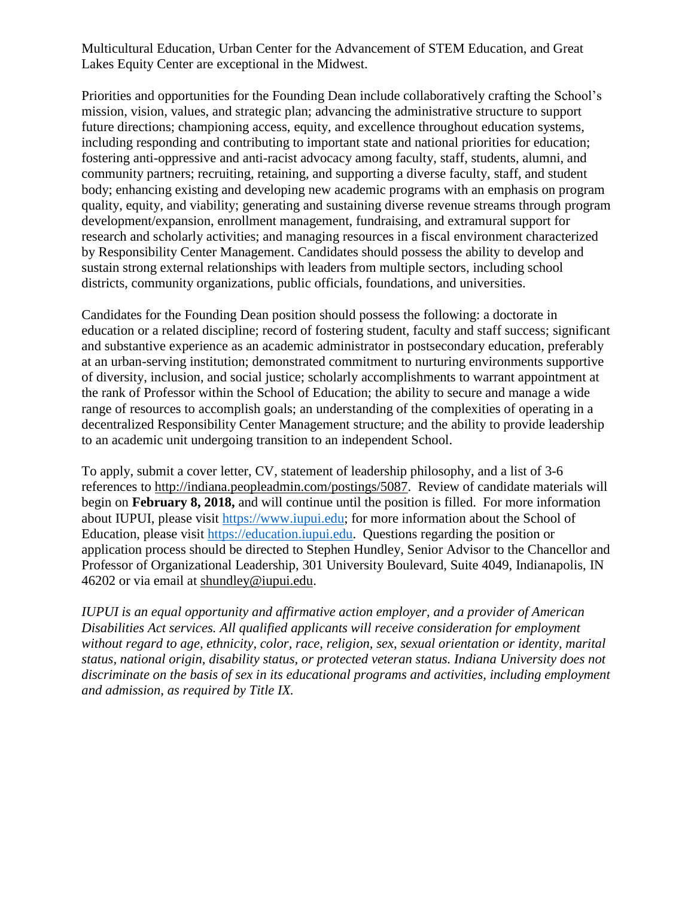Multicultural Education, Urban Center for the Advancement of STEM Education, and Great Lakes Equity Center are exceptional in the Midwest.

Priorities and opportunities for the Founding Dean include collaboratively crafting the School's mission, vision, values, and strategic plan; advancing the administrative structure to support future directions; championing access, equity, and excellence throughout education systems, including responding and contributing to important state and national priorities for education; fostering anti-oppressive and anti-racist advocacy among faculty, staff, students, alumni, and community partners; recruiting, retaining, and supporting a diverse faculty, staff, and student body; enhancing existing and developing new academic programs with an emphasis on program quality, equity, and viability; generating and sustaining diverse revenue streams through program development/expansion, enrollment management, fundraising, and extramural support for research and scholarly activities; and managing resources in a fiscal environment characterized by Responsibility Center Management. Candidates should possess the ability to develop and sustain strong external relationships with leaders from multiple sectors, including school districts, community organizations, public officials, foundations, and universities.

Candidates for the Founding Dean position should possess the following: a doctorate in education or a related discipline; record of fostering student, faculty and staff success; significant and substantive experience as an academic administrator in postsecondary education, preferably at an urban-serving institution; demonstrated commitment to nurturing environments supportive of diversity, inclusion, and social justice; scholarly accomplishments to warrant appointment at the rank of Professor within the School of Education; the ability to secure and manage a wide range of resources to accomplish goals; an understanding of the complexities of operating in a decentralized Responsibility Center Management structure; and the ability to provide leadership to an academic unit undergoing transition to an independent School.

To apply, submit a cover letter, CV, statement of leadership philosophy, and a list of 3-6 references to http://indiana.peopleadmin.com/postings/5087. Review of candidate materials will begin on **February 8, 2018,** and will continue until the position is filled. For more information about IUPUI, please visit https://www.iupui.edu; for more information about the School of Education, please visit https://education.iupui.edu. Questions regarding the position or application process should be directed to Stephen Hundley, Senior Advisor to the Chancellor and Professor of Organizational Leadership, 301 University Boulevard, Suite 4049, Indianapolis, IN 46202 or via email at shundley@iupui.edu.

*IUPUI is an equal opportunity and affirmative action employer, and a provider of American Disabilities Act services. All qualified applicants will receive consideration for employment without regard to age, ethnicity, color, race, religion, sex, sexual orientation or identity, marital status, national origin, disability status, or protected veteran status. Indiana University does not discriminate on the basis of sex in its educational programs and activities, including employment and admission, as required by Title IX.*